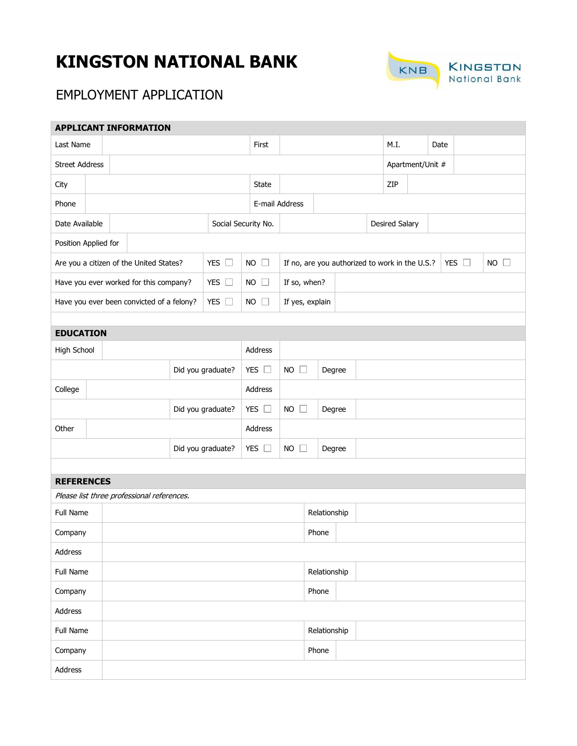# KINGSTON NATIONAL BANK

KNB Kingston National Bank

## EMPLOYMENT APPLICATION

| APPLICANT INFORMATION | | | | | | | |
|---|---|---|---|---|---|---|---|
| Last Name | | First | | M.I. | | Date | |
| Street Address | | | | Apartment/Unit # | | | |
| City | | State | | ZIP | | | |
| Phone | | E-mail Address | | | | | |
| Date Available | | Social Security No. | | Desired Salary | | | |
| Position Applied for | | | | | | | |
| Are you a citizen of the United States? | YES ☐ | NO ☐ | If no, are you authorized to work in the U.S.? | YES ☐ | NO ☐ | | |
| Have you ever worked for this company? | YES ☐ | NO ☐ | If so, when? | | | | |
| Have you ever been convicted of a felony? | YES ☐ | NO ☐ | If yes, explain | | | | |

| EDUCATION | | | | | | |
|---|---|---|---|---|---|---|
| High School | | Address | | | | |
| | Did you graduate? | YES ☐ | NO ☐ | Degree | | |
| College | | Address | | | | |
| | Did you graduate? | YES ☐ | NO ☐ | Degree | | |
| Other | | Address | | | | |
| | Did you graduate? | YES ☐ | NO ☐ | Degree | | |

| REFERENCES | | | |
|---|---|---|---|
| *Please list three professional references.* | | | |
| Full Name | | Relationship | |
| Company | | Phone | |
| Address | | | |
| Full Name | | Relationship | |
| Company | | Phone | |
| Address | | | |
| Full Name | | Relationship | |
| Company | | Phone | |
| Address | | | |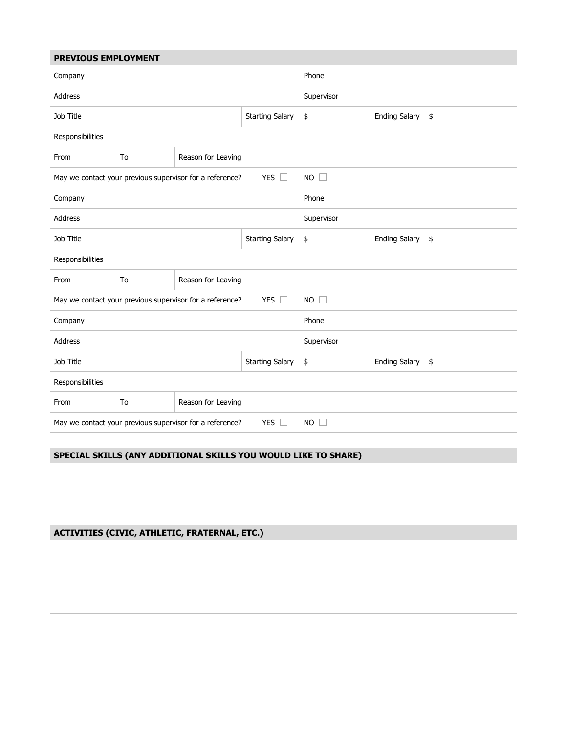## PREVIOUS EMPLOYMENT

| Company | | | Phone | |
|---|---|---|---|---|
| Address | | | Supervisor | |
| Job Title | | Starting Salary | $ | Ending Salary $ |
| Responsibilities | | | | |
| From To | Reason for Leaving | | | |
| May we contact your previous supervisor for a reference? | | YES ☐ | NO ☐ | |
| Company | | | Phone | |
| Address | | | Supervisor | |
| Job Title | | Starting Salary | $ | Ending Salary $ |
| Responsibilities | | | | |
| From To | Reason for Leaving | | | |
| May we contact your previous supervisor for a reference? | | YES ☐ | NO ☐ | |
| Company | | | Phone | |
| Address | | | Supervisor | |
| Job Title | | Starting Salary | $ | Ending Salary $ |
| Responsibilities | | | | |
| From To | Reason for Leaving | | | |
| May we contact your previous supervisor for a reference? | | YES ☐ | NO ☐ | |

## SPECIAL SKILLS (ANY ADDITIONAL SKILLS YOU WOULD LIKE TO SHARE)

## ACTIVITIES (CIVIC, ATHLETIC, FRATERNAL, ETC.)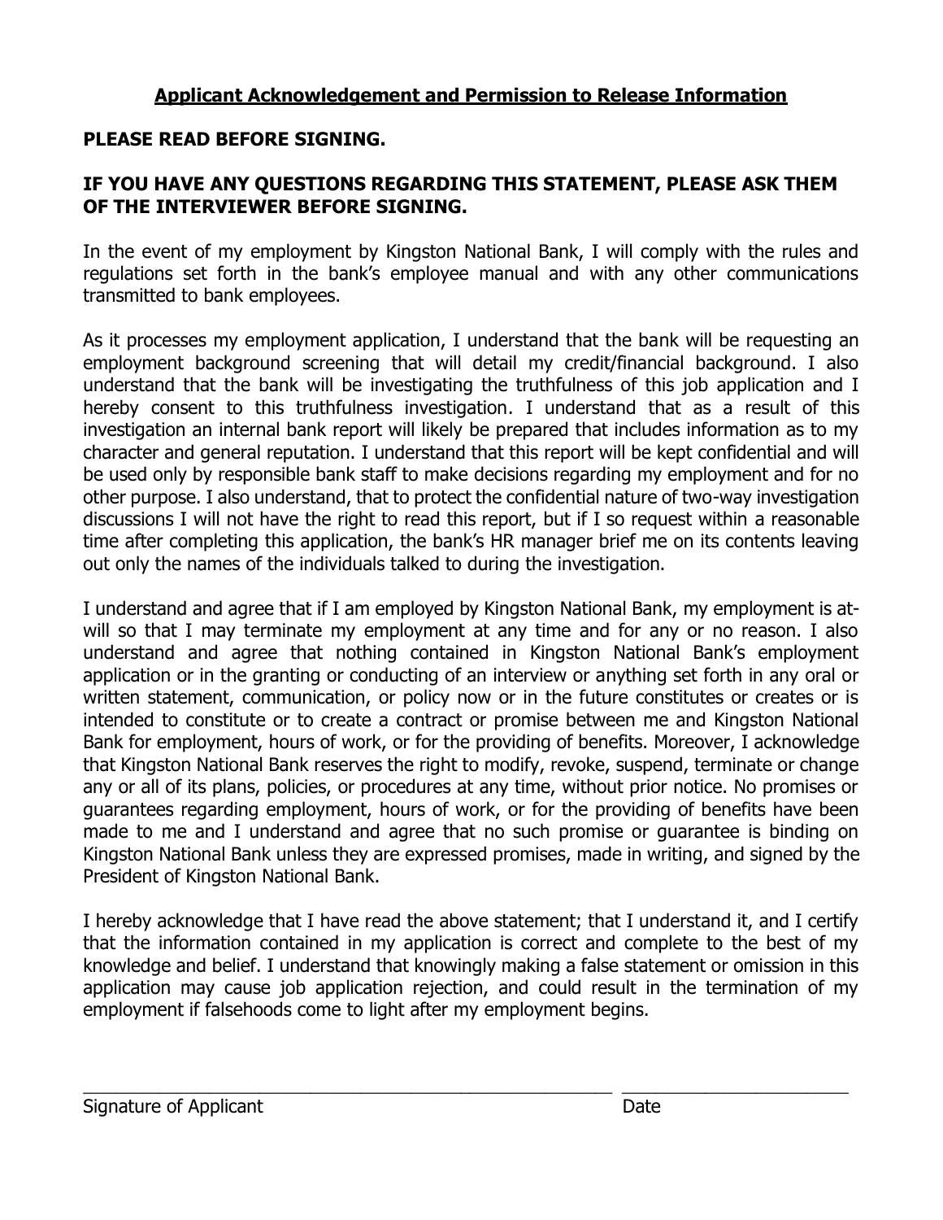## Applicant Acknowledgement and Permission to Release Information

**PLEASE READ BEFORE SIGNING.**

**IF YOU HAVE ANY QUESTIONS REGARDING THIS STATEMENT, PLEASE ASK THEM OF THE INTERVIEWER BEFORE SIGNING.**

In the event of my employment by Kingston National Bank, I will comply with the rules and regulations set forth in the bank's employee manual and with any other communications transmitted to bank employees.

As it processes my employment application, I understand that the bank will be requesting an employment background screening that will detail my credit/financial background. I also understand that the bank will be investigating the truthfulness of this job application and I hereby consent to this truthfulness investigation. I understand that as a result of this investigation an internal bank report will likely be prepared that includes information as to my character and general reputation. I understand that this report will be kept confidential and will be used only by responsible bank staff to make decisions regarding my employment and for no other purpose. I also understand, that to protect the confidential nature of two-way investigation discussions I will not have the right to read this report, but if I so request within a reasonable time after completing this application, the bank's HR manager brief me on its contents leaving out only the names of the individuals talked to during the investigation.

I understand and agree that if I am employed by Kingston National Bank, my employment is at-will so that I may terminate my employment at any time and for any or no reason. I also understand and agree that nothing contained in Kingston National Bank's employment application or in the granting or conducting of an interview or anything set forth in any oral or written statement, communication, or policy now or in the future constitutes or creates or is intended to constitute or to create a contract or promise between me and Kingston National Bank for employment, hours of work, or for the providing of benefits. Moreover, I acknowledge that Kingston National Bank reserves the right to modify, revoke, suspend, terminate or change any or all of its plans, policies, or procedures at any time, without prior notice. No promises or guarantees regarding employment, hours of work, or for the providing of benefits have been made to me and I understand and agree that no such promise or guarantee is binding on Kingston National Bank unless they are expressed promises, made in writing, and signed by the President of Kingston National Bank.

I hereby acknowledge that I have read the above statement; that I understand it, and I certify that the information contained in my application is correct and complete to the best of my knowledge and belief. I understand that knowingly making a false statement or omission in this application may cause job application rejection, and could result in the termination of my employment if falsehoods come to light after my employment begins.

\_\_\_\_\_\_\_\_\_\_\_\_\_\_\_\_\_\_\_\_\_\_\_\_\_\_\_\_\_\_\_\_\_\_\_\_\_\_\_\_\_\_\_\_ \_\_\_\_\_\_\_\_\_\_\_\_\_\_\_\_\_\_\_\_\_\_\_\_

Signature of Applicant Date